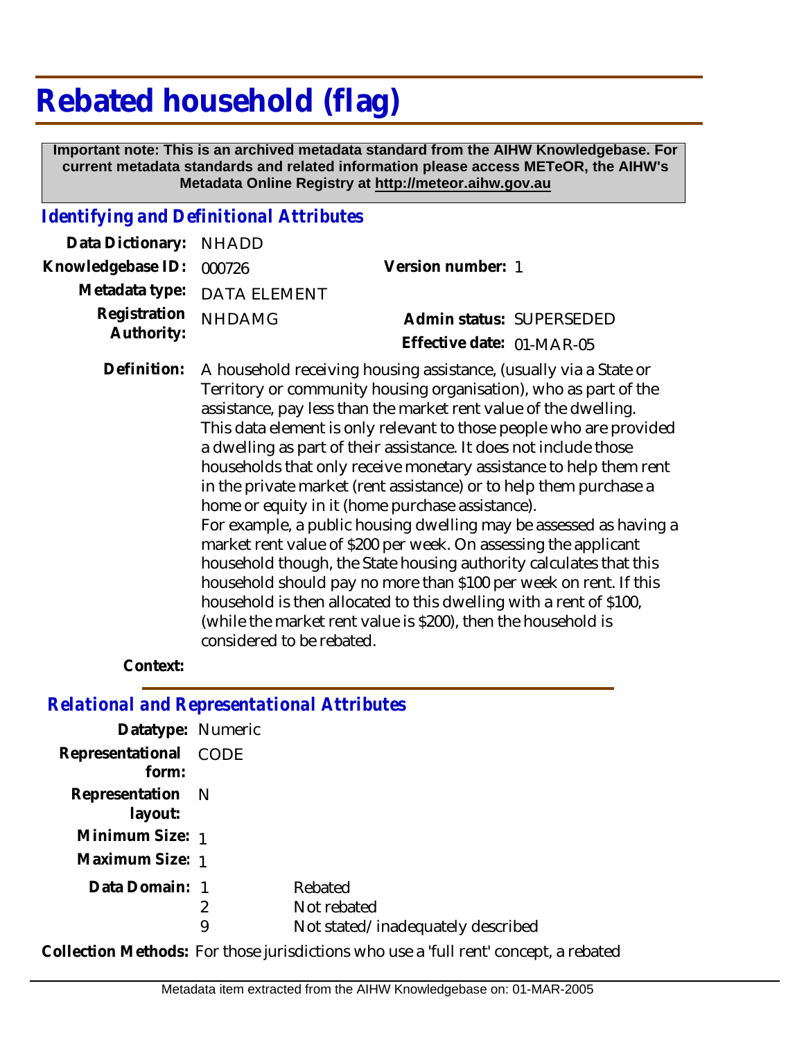# Rebated household (flag)

**Important note: This is an archived metadata standard from the AIHW Knowledgebase. For current metadata standards and related information please access METeOR, the AIHW's Metadata Online Registry at http://meteor.aihw.gov.au**

## *Identifying and Definitional Attributes*

**Data Dictionary:** NHADD

**Knowledgebase ID:** 000726

**Version number:** 1

**Metadata type:** DATA ELEMENT

**Registration Authority:** NHDAMG

**Admin status:** SUPERSEDED

**Effective date:** 01-MAR-05

**Definition:** A household receiving housing assistance, (usually via a State or Territory or community housing organisation), who as part of the assistance, pay less than the market rent value of the dwelling. This data element is only relevant to those people who are provided a dwelling as part of their assistance. It does not include those households that only receive monetary assistance to help them rent in the private market (rent assistance) or to help them purchase a home or equity in it (home purchase assistance).
For example, a public housing dwelling may be assessed as having a market rent value of $200 per week. On assessing the applicant household though, the State housing authority calculates that this household should pay no more than $100 per week on rent. If this household is then allocated to this dwelling with a rent of $100, (while the market rent value is $200), then the household is considered to be rebated.

**Context:**

## *Relational and Representational Attributes*

**Datatype:** Numeric

**Representational form:** CODE

**Representation layout:** N

**Minimum Size:** 1

**Maximum Size:** 1

**Data Domain:**

| | |
|---|---|
| 1 | Rebated |
| 2 | Not rebated |
| 9 | Not stated/inadequately described |

**Collection Methods:** For those jurisdictions who use a 'full rent' concept, a rebated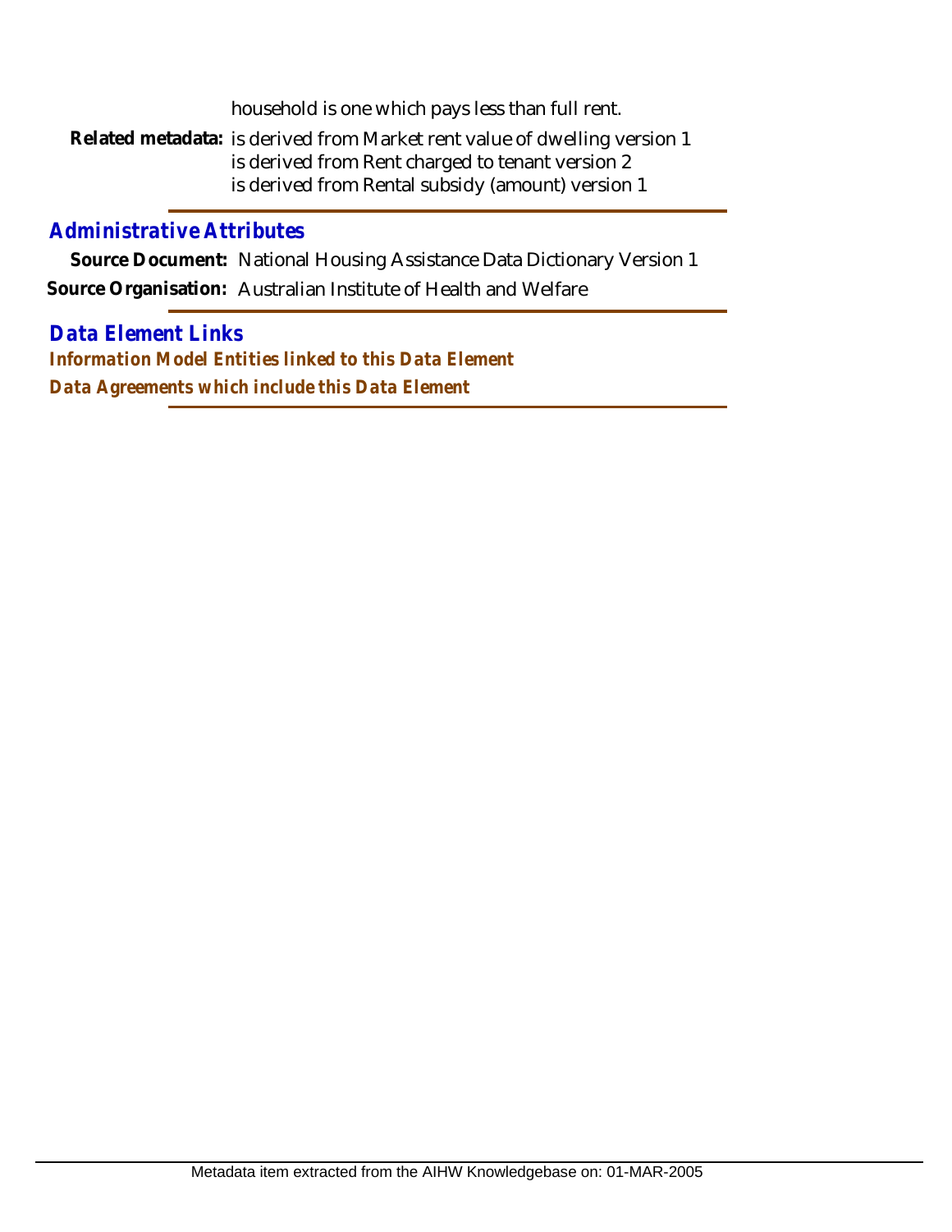household is one which pays less than full rent.

**Related metadata:** is derived from Market rent value of dwelling version 1
is derived from Rent charged to tenant version 2
is derived from Rental subsidy (amount) version 1

## Administrative Attributes

**Source Document:** National Housing Assistance Data Dictionary Version 1

**Source Organisation:** Australian Institute of Health and Welfare

## Data Element Links

***Information Model Entities linked to this Data Element***

***Data Agreements which include this Data Element***